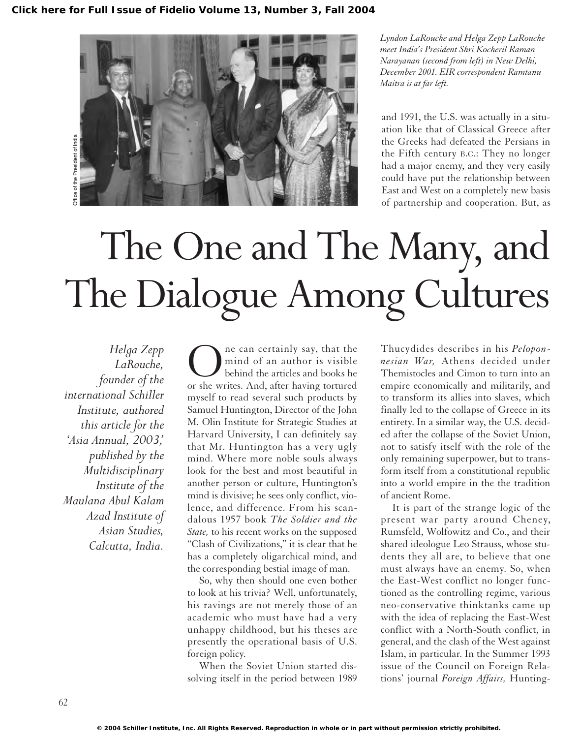Lyndon LaRouche and Helga Zepp LaRouche meet India's President Shri Kocheril Raman Narayanan (second from left) in New Delhi, December 2001. EIR correspondent Ramtanu Maitra is at far left.

# The One and The Many, and The Dialogue Among Cultures

*Helga Zepp LaRouche, founder of the international Schiller Institute, authored this article for the 'Asia Annual, 2003,' published by the Multidisciplinary Institute of the Maulana Abul Kalam Azad Institute of Asian Studies, Calcutta, India.*

One can certainly say, that the mind of an author is visible behind the articles and books he or she writes. And, after having tortured myself to read several such products by Samuel Huntington, Director of the John M. Olin Institute for Strategic Studies at Harvard University, I can definitely say that Mr. Huntington has a very ugly mind. Where more noble souls always look for the best and most beautiful in another person or culture, Huntington's mind is divisive; he sees only conflict, violence, and difference. From his scandalous 1957 book *The Soldier and the State,* to his recent works on the supposed "Clash of Civilizations," it is clear that he has a completely oligarchical mind, and the corresponding bestial image of man.

So, why then should one even bother to look at his trivia? Well, unfortunately, his ravings are not merely those of an academic who must have had a very unhappy childhood, but his theses are presently the operational basis of U.S. foreign policy.

When the Soviet Union started dissolving itself in the period between 1989 and 1991, the U.S. was actually in a situation like that of Classical Greece after the Greeks had defeated the Persians in the Fifth century B.C.: They no longer had a major enemy, and they very easily could have put the relationship between East and West on a completely new basis of partnership and cooperation. But, as Thucydides describes in his *Peloponnesian War,* Athens decided under Themistocles and Cimon to turn into an empire economically and militarily, and to transform its allies into slaves, which finally led to the collapse of Greece in its entirety. In a similar way, the U.S. decided after the collapse of the Soviet Union, not to satisfy itself with the role of the only remaining superpower, but to transform itself from a constitutional republic into a world empire in the the tradition of ancient Rome.

It is part of the strange logic of the present war party around Cheney, Rumsfeld, Wolfowitz and Co., and their shared ideologue Leo Strauss, whose students they all are, to believe that one must always have an enemy. So, when the East-West conflict no longer functioned as the controlling regime, various neo-conservative thinktanks came up with the idea of replacing the East-West conflict with a North-South conflict, in general, and the clash of the West against Islam, in particular. In the Summer 1993 issue of the Council on Foreign Relations' journal *Foreign Affairs,* Hunting-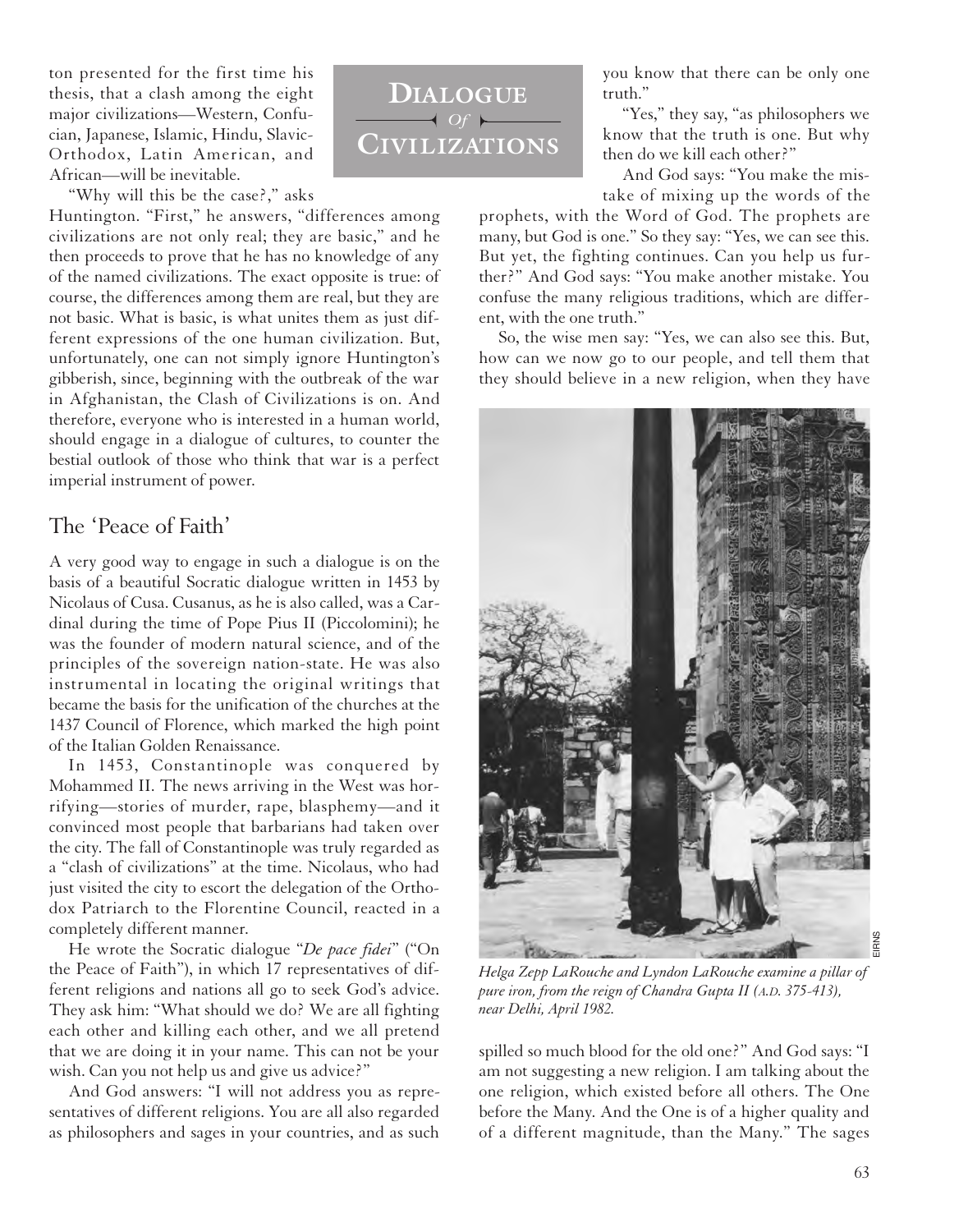ton presented for the first time his thesis, that a clash among the eight major civilizations—Western, Confucian, Japanese, Islamic, Hindu, Slavic-Orthodox, Latin American, and African—will be inevitable.

"Why will this be the case?," asks Huntington. "First," he answers, "differences among civilizations are not only real; they are basic," and he then proceeds to prove that he has no knowledge of any of the named civilizations. The exact opposite is true: of course, the differences among them are real, but they are not basic. What is basic, is what unites them as just different expressions of the one human civilization. But, unfortunately, one can not simply ignore Huntington's gibberish, since, beginning with the outbreak of the war in Afghanistan, the Clash of Civilizations is on. And therefore, everyone who is interested in a human world, should engage in a dialogue of cultures, to counter the bestial outlook of those who think that war is a perfect imperial instrument of power.

## The 'Peace of Faith'

A very good way to engage in such a dialogue is on the basis of a beautiful Socratic dialogue written in 1453 by Nicolaus of Cusa. Cusanus, as he is also called, was a Cardinal during the time of Pope Pius II (Piccolomini); he was the founder of modern natural science, and of the principles of the sovereign nation-state. He was also instrumental in locating the original writings that became the basis for the unification of the churches at the 1437 Council of Florence, which marked the high point of the Italian Golden Renaissance.

In 1453, Constantinople was conquered by Mohammed II. The news arriving in the West was horrifying—stories of murder, rape, blasphemy—and it convinced most people that barbarians had taken over the city. The fall of Constantinople was truly regarded as a "clash of civilizations" at the time. Nicolaus, who had just visited the city to escort the delegation of the Orthodox Patriarch to the Florentine Council, reacted in a completely different manner.

He wrote the Socratic dialogue "*De pace fidei*" ("On the Peace of Faith"), in which 17 representatives of different religions and nations all go to seek God's advice. They ask him: "What should we do? We are all fighting each other and killing each other, and we all pretend that we are doing it in your name. This can not be your wish. Can you not help us and give us advice?"

And God answers: "I will not address you as representatives of different religions. You are all also regarded as philosophers and sages in your countries, and as such you know that there can be only one truth."

"Yes," they say, "as philosophers we know that the truth is one. But why then do we kill each other?"

And God says: "You make the mistake of mixing up the words of the prophets, with the Word of God. The prophets are many, but God is one." So they say: "Yes, we can see this. But yet, the fighting continues. Can you help us further?" And God says: "You make another mistake. You confuse the many religious traditions, which are different, with the one truth."

So, the wise men say: "Yes, we can also see this. But, how can we now go to our people, and tell them that they should believe in a new religion, when they have spilled so much blood for the old one?" And God says: "I am not suggesting a new religion. I am talking about the one religion, which existed before all others. The One before the Many. And the One is of a higher quality and of a different magnitude, than the Many." The sages

*Helga Zepp LaRouche and Lyndon LaRouche examine a pillar of pure iron, from the reign of Chandra Gupta II (A.D. 375-413), near Delhi, April 1982.*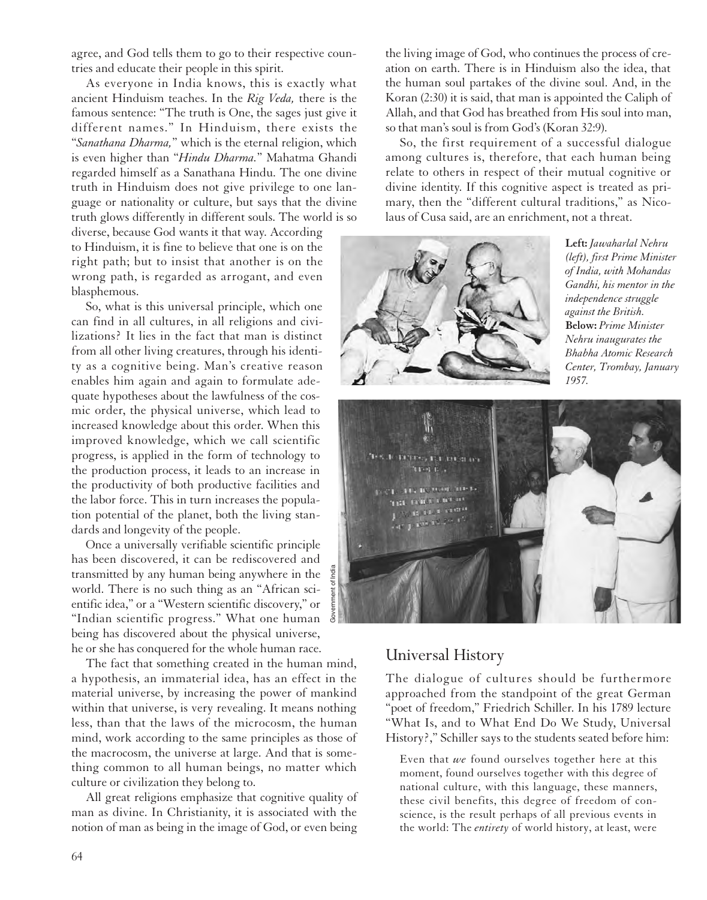agree, and God tells them to go to their respective countries and educate their people in this spirit.

As everyone in India knows, this is exactly what ancient Hinduism teaches. In the *Rig Veda,* there is the famous sentence: "The truth is One, the sages just give it different names." In Hinduism, there exists the "*Sanathana Dharma,*" which is the eternal religion, which is even higher than "*Hindu Dharma.*" Mahatma Ghandi regarded himself as a Sanathana Hindu. The one divine truth in Hinduism does not give privilege to one language or nationality or culture, but says that the divine truth glows differently in different souls. The world is so diverse, because God wants it that way. According to Hinduism, it is fine to believe that one is on the right path; but to insist that another is on the wrong path, is regarded as arrogant, and even blasphemous.

So, what is this universal principle, which one can find in all cultures, in all religions and civilizations? It lies in the fact that man is distinct from all other living creatures, through his identity as a cognitive being. Man's creative reason enables him again and again to formulate adequate hypotheses about the lawfulness of the cosmic order, the physical universe, which lead to increased knowledge about this order. When this improved knowledge, which we call scientific progress, is applied in the form of technology to the production process, it leads to an increase in the productivity of both productive facilities and the labor force. This in turn increases the population potential of the planet, both the living standards and longevity of the people.

Once a universally verifiable scientific principle has been discovered, it can be rediscovered and transmitted by any human being anywhere in the world. There is no such thing as an "African scientific idea," or a "Western scientific discovery," or "Indian scientific progress." What one human being has discovered about the physical universe, he or she has conquered for the whole human race.

The fact that something created in the human mind, a hypothesis, an immaterial idea, has an effect in the material universe, by increasing the power of mankind within that universe, is very revealing. It means nothing less, than that the laws of the microcosm, the human mind, work according to the same principles as those of the macrocosm, the universe at large. And that is something common to all human beings, no matter which culture or civilization they belong to.

All great religions emphasize that cognitive quality of man as divine. In Christianity, it is associated with the notion of man as being in the image of God, or even being the living image of God, who continues the process of creation on earth. There is in Hinduism also the idea, that the human soul partakes of the divine soul. And, in the Koran (2:30) it is said, that man is appointed the Caliph of Allah, and that God has breathed from His soul into man, so that man's soul is from God's (Koran 32:9).

So, the first requirement of a successful dialogue among cultures is, therefore, that each human being relate to others in respect of their mutual cognitive or divine identity. If this cognitive aspect is treated as primary, then the "different cultural traditions," as Nicolaus of Cusa said, are an enrichment, not a threat.

**Left:** *Jawaharlal Nehru (left), first Prime Minister of India, with Mohandas Gandhi, his mentor in the independence struggle against the British.* **Below:** *Prime Minister Nehru inaugurates the Bhabha Atomic Research Center, Trombay, January 1957.*

Government of India

## Universal History

The dialogue of cultures should be furthermore approached from the standpoint of the great German "poet of freedom," Friedrich Schiller. In his 1789 lecture "What Is, and to What End Do We Study, Universal History?," Schiller says to the students seated before him:

> Even that *we* found ourselves together here at this moment, found ourselves together with this degree of national culture, with this language, these manners, these civil benefits, this degree of freedom of conscience, is the result perhaps of all previous events in the world: The *entirety* of world history, at least, were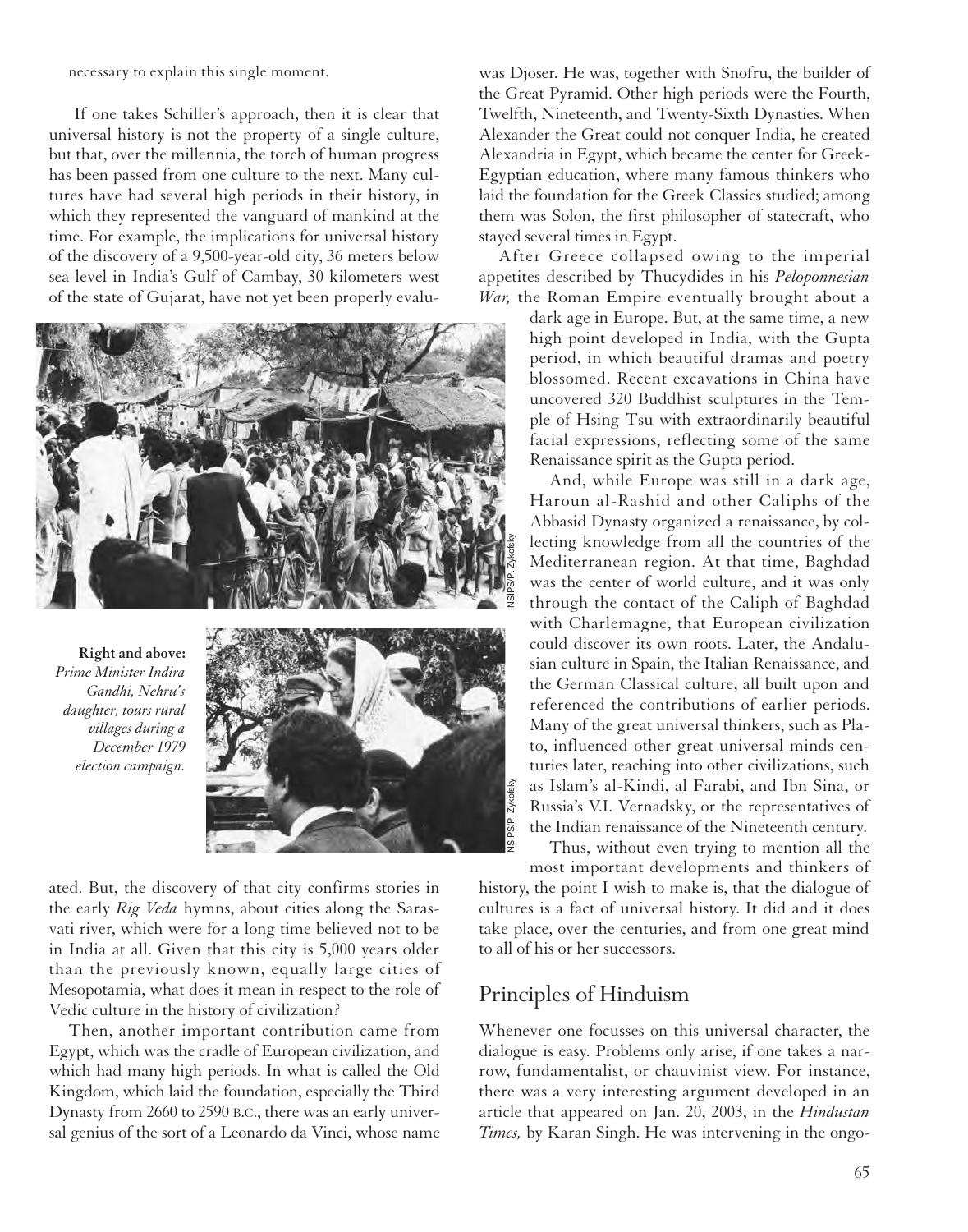necessary to explain this single moment.

If one takes Schiller's approach, then it is clear that universal history is not the property of a single culture, but that, over the millennia, the torch of human progress has been passed from one culture to the next. Many cultures have had several high periods in their history, in which they represented the vanguard of mankind at the time. For example, the implications for universal history of the discovery of a 9,500-year-old city, 36 meters below sea level in India's Gulf of Cambay, 30 kilometers west of the state of Gujarat, have not yet been properly evaluated. But, the discovery of that city confirms stories in the early *Rig Veda* hymns, about cities along the Sarasvati river, which were for a long time believed not to be in India at all. Given that this city is 5,000 years older than the previously known, equally large cities of Mesopotamia, what does it mean in respect to the role of Vedic culture in the history of civilization?

**Right and above:** *Prime Minister Indira Gandhi, Nehru's daughter, tours rural villages during a December 1979 election campaign.*

Then, another important contribution came from Egypt, which was the cradle of European civilization, and which had many high periods. In what is called the Old Kingdom, which laid the foundation, especially the Third Dynasty from 2660 to 2590 B.C., there was an early universal genius of the sort of a Leonardo da Vinci, whose name was Djoser. He was, together with Snofru, the builder of the Great Pyramid. Other high periods were the Fourth, Twelfth, Nineteenth, and Twenty-Sixth Dynasties. When Alexander the Great could not conquer India, he created Alexandria in Egypt, which became the center for Greek-Egyptian education, where many famous thinkers who laid the foundation for the Greek Classics studied; among them was Solon, the first philosopher of statecraft, who stayed several times in Egypt.

After Greece collapsed owing to the imperial appetites described by Thucydides in his *Peloponnesian War,* the Roman Empire eventually brought about a dark age in Europe. But, at the same time, a new high point developed in India, with the Gupta period, in which beautiful dramas and poetry blossomed. Recent excavations in China have uncovered 320 Buddhist sculptures in the Temple of Hsing Tsu with extraordinarily beautiful facial expressions, reflecting some of the same Renaissance spirit as the Gupta period.

And, while Europe was still in a dark age, Haroun al-Rashid and other Caliphs of the Abbasid Dynasty organized a renaissance, by collecting knowledge from all the countries of the Mediterranean region. At that time, Baghdad was the center of world culture, and it was only through the contact of the Caliph of Baghdad with Charlemagne, that European civilization could discover its own roots. Later, the Andalusian culture in Spain, the Italian Renaissance, and the German Classical culture, all built upon and referenced the contributions of earlier periods. Many of the great universal thinkers, such as Plato, influenced other great universal minds centuries later, reaching into other civilizations, such as Islam's al-Kindi, al Farabi, and Ibn Sina, or Russia's V.I. Vernadsky, or the representatives of the Indian renaissance of the Nineteenth century.

Thus, without even trying to mention all the most important developments and thinkers of history, the point I wish to make is, that the dialogue of cultures is a fact of universal history. It did and it does take place, over the centuries, and from one great mind to all of his or her successors.

## Principles of Hinduism

Whenever one focusses on this universal character, the dialogue is easy. Problems only arise, if one takes a narrow, fundamentalist, or chauvinist view. For instance, there was a very interesting argument developed in an article that appeared on Jan. 20, 2003, in the *Hindustan Times,* by Karan Singh. He was intervening in the ongo-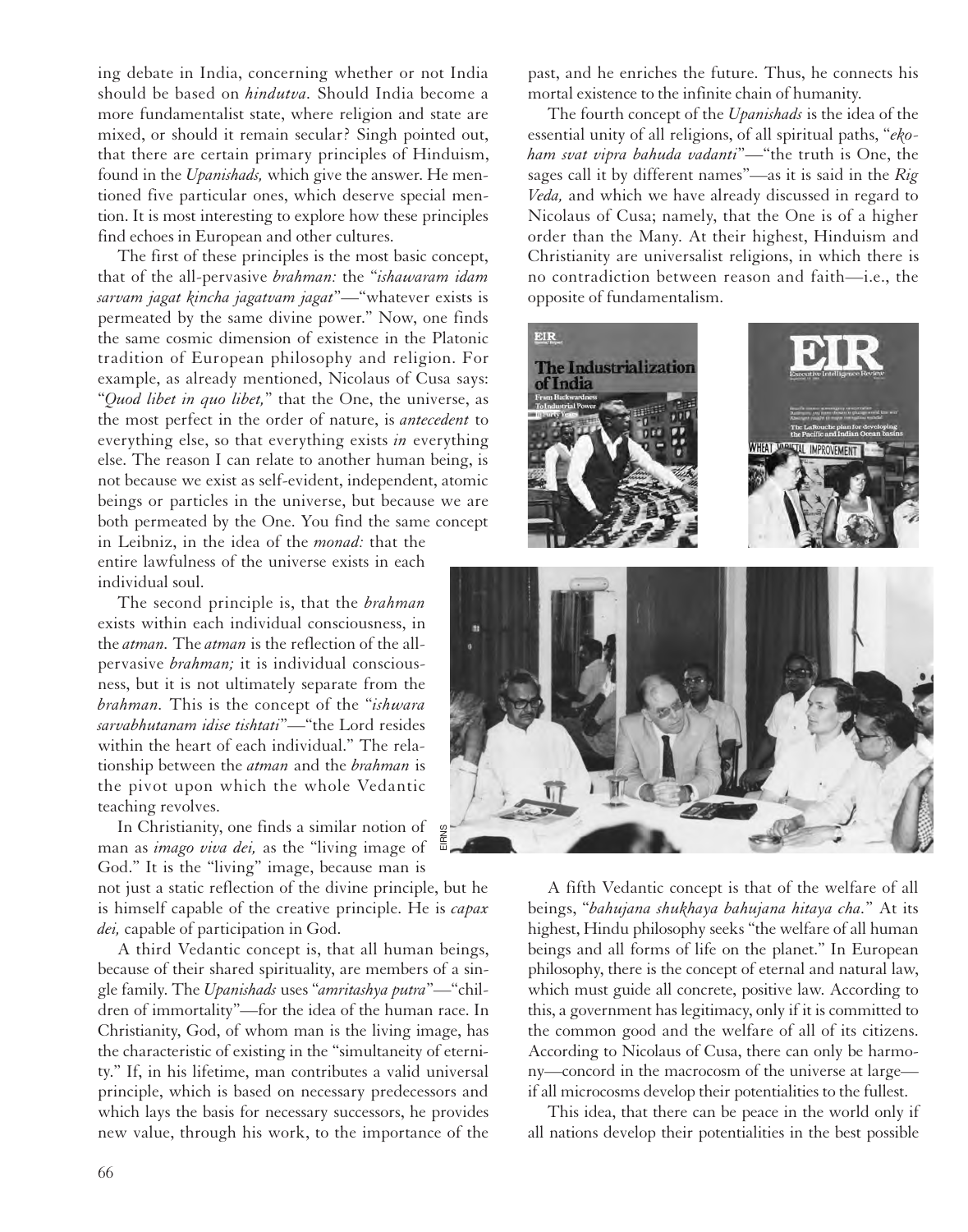ing debate in India, concerning whether or not India should be based on *hindutva*. Should India become a more fundamentalist state, where religion and state are mixed, or should it remain secular? Singh pointed out, that there are certain primary principles of Hinduism, found in the *Upanishads,* which give the answer. He mentioned five particular ones, which deserve special mention. It is most interesting to explore how these principles find echoes in European and other cultures.

The first of these principles is the most basic concept, that of the all-pervasive *brahman:* the "*ishawaram idam sarvam jagat kincha jagatvam jagat*"—"whatever exists is permeated by the same divine power." Now, one finds the same cosmic dimension of existence in the Platonic tradition of European philosophy and religion. For example, as already mentioned, Nicolaus of Cusa says: "*Quod libet in quo libet,*" that the One, the universe, as the most perfect in the order of nature, is *antecedent* to everything else, so that everything exists *in* everything else. The reason I can relate to another human being, is not because we exist as self-evident, independent, atomic beings or particles in the universe, but because we are both permeated by the One. You find the same concept in Leibniz, in the idea of the *monad:* that the entire lawfulness of the universe exists in each individual soul.

The second principle is, that the *brahman* exists within each individual consciousness, in the *atman.* The *atman* is the reflection of the all-pervasive *brahman;* it is individual consciousness, but it is not ultimately separate from the *brahman.* This is the concept of the "*ishwara sarvabhutanam idise tishtati*"—"the Lord resides within the heart of each individual." The relationship between the *atman* and the *brahman* is the pivot upon which the whole Vedantic teaching revolves.

In Christianity, one finds a similar notion of man as *imago viva dei,* as the "living image of God." It is the "living" image, because man is not just a static reflection of the divine principle, but he is himself capable of the creative principle. He is *capax dei,* capable of participation in God.

A third Vedantic concept is, that all human beings, because of their shared spirituality, are members of a single family. The *Upanishads* uses "*amritashya putra*"—"children of immortality"—for the idea of the human race. In Christianity, God, of whom man is the living image, has the characteristic of existing in the "simultaneity of eternity." If, in his lifetime, man contributes a valid universal principle, which is based on necessary predecessors and which lays the basis for necessary successors, he provides new value, through his work, to the importance of the past, and he enriches the future. Thus, he connects his mortal existence to the infinite chain of humanity.

The fourth concept of the *Upanishads* is the idea of the essential unity of all religions, of all spiritual paths, "*ekoham svat vipra bahuda vadanti*"—"the truth is One, the sages call it by different names"—as it is said in the *Rig Veda,* and which we have already discussed in regard to Nicolaus of Cusa; namely, that the One is of a higher order than the Many. At their highest, Hinduism and Christianity are universalist religions, in which there is no contradiction between reason and faith—i.e., the opposite of fundamentalism.

A fifth Vedantic concept is that of the welfare of all beings, "*bahujana shukhaya bahujana hitaya cha.*" At its highest, Hindu philosophy seeks "the welfare of all human beings and all forms of life on the planet." In European philosophy, there is the concept of eternal and natural law, which must guide all concrete, positive law. According to this, a government has legitimacy, only if it is committed to the common good and the welfare of all of its citizens. According to Nicolaus of Cusa, there can only be harmony—concord in the macrocosm of the universe at large—if all microcosms develop their potentialities to the fullest.

This idea, that there can be peace in the world only if all nations develop their potentialities in the best possible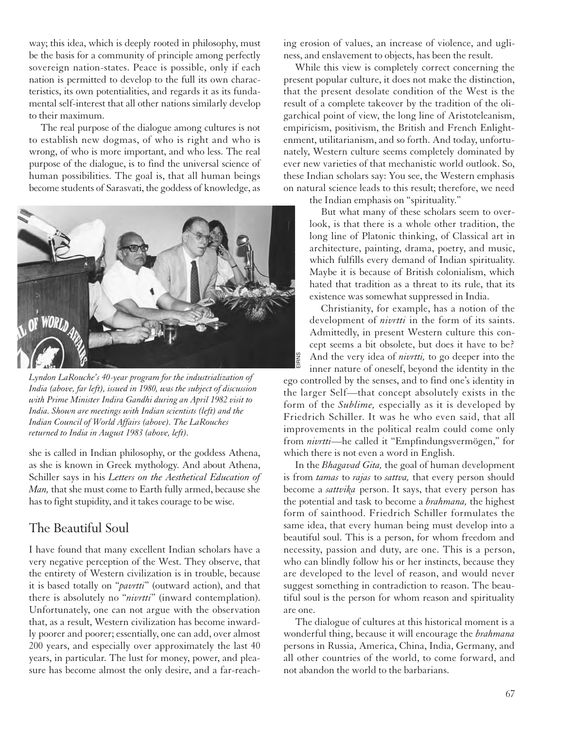way; this idea, which is deeply rooted in philosophy, must be the basis for a community of principle among perfectly sovereign nation-states. Peace is possible, only if each nation is permitted to develop to the full its own characteristics, its own potentialities, and regards it as its fundamental self-interest that all other nations similarly develop to their maximum.

The real purpose of the dialogue among cultures is not to establish new dogmas, of who is right and who is wrong, of who is more important, and who less. The real purpose of the dialogue, is to find the universal science of human possibilities. The goal is, that all human beings become students of Sarasvati, the goddess of knowledge, as she is called in Indian philosophy, or the goddess Athena, as she is known in Greek mythology. And about Athena, Schiller says in his *Letters on the Aesthetical Education of Man,* that she must come to Earth fully armed, because she has to fight stupidity, and it takes courage to be wise.

*Lyndon LaRouche's 40-year program for the industrialization of India (above, far left), issued in 1980, was the subject of discussion with Prime Minister Indira Gandhi during an April 1982 visit to India. Shown are meetings with Indian scientists (left) and the Indian Council of World Affairs (above). The LaRouches returned to India in August 1983 (above, left).*

## The Beautiful Soul

I have found that many excellent Indian scholars have a very negative perception of the West. They observe, that the entirety of Western civilization is in trouble, because it is based totally on "*pavrtti*" (outward action), and that there is absolutely no "*nivrtti*" (inward contemplation). Unfortunately, one can not argue with the observation that, as a result, Western civilization has become inwardly poorer and poorer; essentially, one can add, over almost 200 years, and especially over approximately the last 40 years, in particular. The lust for money, power, and pleasure has become almost the only desire, and a far-reaching erosion of values, an increase of violence, and ugliness, and enslavement to objects, has been the result.

While this view is completely correct concerning the present popular culture, it does not make the distinction, that the present desolate condition of the West is the result of a complete takeover by the tradition of the oligarchical point of view, the long line of Aristoteleanism, empiricism, positivism, the British and French Enlightenment, utilitarianism, and so forth. And today, unfortunately, Western culture seems completely dominated by ever new varieties of that mechanistic world outlook. So, these Indian scholars say: You see, the Western emphasis on natural science leads to this result; therefore, we need the Indian emphasis on "spirituality."

But what many of these scholars seem to overlook, is that there is a whole other tradition, the long line of Platonic thinking, of Classical art in architecture, painting, drama, poetry, and music, which fulfills every demand of Indian spirituality. Maybe it is because of British colonialism, which hated that tradition as a threat to its rule, that its existence was somewhat suppressed in India.

Christianity, for example, has a notion of the development of *nivrtti* in the form of its saints. Admittedly, in present Western culture this concept seems a bit obsolete, but does it have to be? And the very idea of *nivrtti,* to go deeper into the inner nature of oneself, beyond the identity in the ego controlled by the senses, and to find one's identity in the larger Self—that concept absolutely exists in the form of the *Sublime,* especially as it is developed by Friedrich Schiller. It was he who even said, that all improvements in the political realm could come only from *nivrtti*—he called it "Empfindungsvermögen," for which there is not even a word in English.

In the *Bhagavad Gita,* the goal of human development is from *tamas* to *rajas* to *sattva,* that every person should become a *sattvika* person. It says, that every person has the potential and task to become a *brahmana,* the highest form of sainthood. Friedrich Schiller formulates the same idea, that every human being must develop into a beautiful soul. This is a person, for whom freedom and necessity, passion and duty, are one. This is a person, who can blindly follow his or her instincts, because they are developed to the level of reason, and would never suggest something in contradiction to reason. The beautiful soul is the person for whom reason and spirituality are one.

The dialogue of cultures at this historical moment is a wonderful thing, because it will encourage the *brahmana* persons in Russia, America, China, India, Germany, and all other countries of the world, to come forward, and not abandon the world to the barbarians.